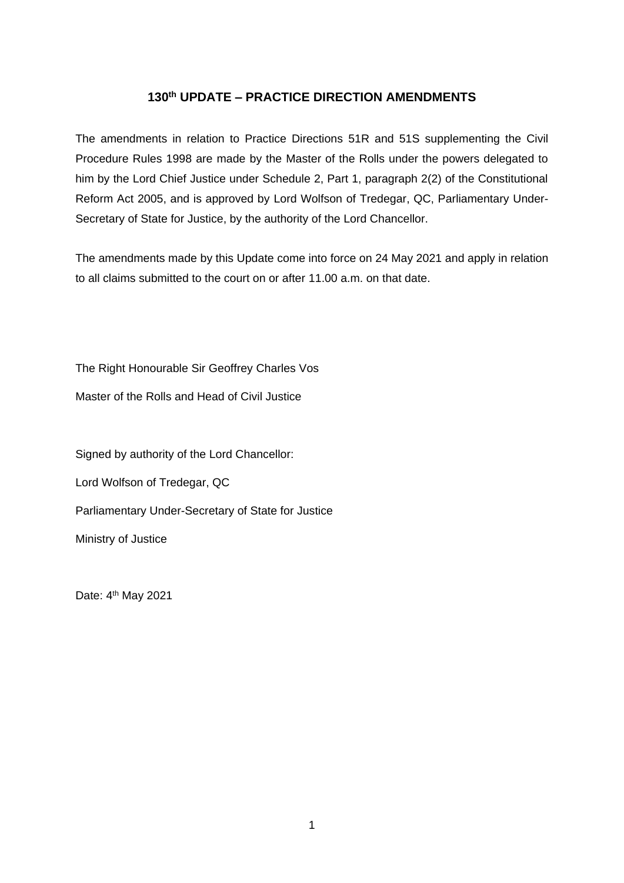# 130th UPDATE – PRACTICE DIRECTION AMENDMENTS

The amendments in relation to Practice Directions 51R and 51S supplementing the Civil Procedure Rules 1998 are made by the Master of the Rolls under the powers delegated to him by the Lord Chief Justice under Schedule 2, Part 1, paragraph 2(2) of the Constitutional Reform Act 2005, and is approved by Lord Wolfson of Tredegar, QC, Parliamentary Under-Secretary of State for Justice, by the authority of the Lord Chancellor.

The amendments made by this Update come into force on 24 May 2021 and apply in relation to all claims submitted to the court on or after 11.00 a.m. on that date.

The Right Honourable Sir Geoffrey Charles Vos

Master of the Rolls and Head of Civil Justice

Signed by authority of the Lord Chancellor:

Lord Wolfson of Tredegar, QC

Parliamentary Under-Secretary of State for Justice

Ministry of Justice

Date: 4th May 2021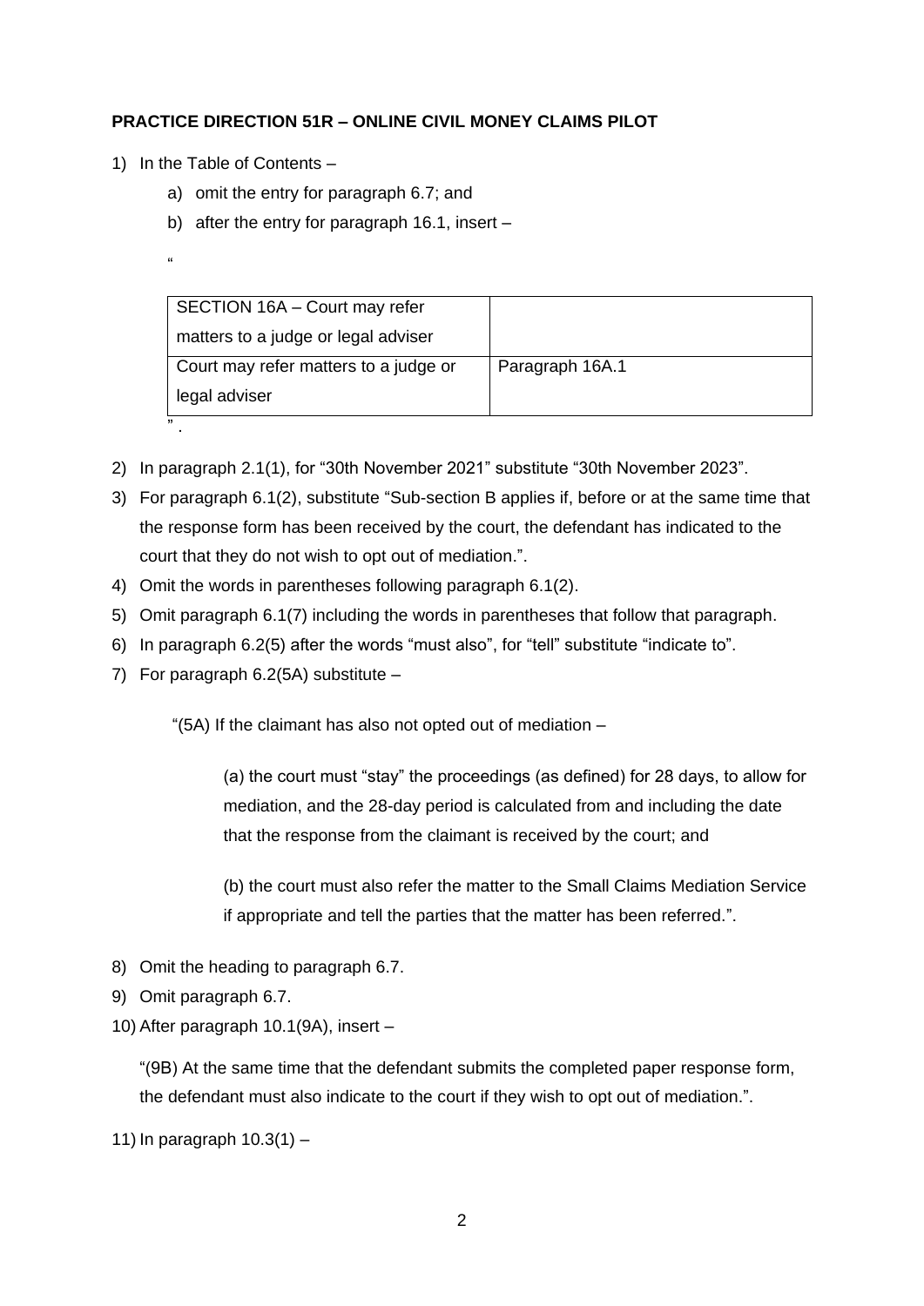**PRACTICE DIRECTION 51R – ONLINE CIVIL MONEY CLAIMS PILOT**

1) In the Table of Contents –

   a) omit the entry for paragraph 6.7; and

   b) after the entry for paragraph 16.1, insert –

   "

| SECTION 16A – Court may refer matters to a judge or legal adviser | |
|---|---|
| Court may refer matters to a judge or legal adviser | Paragraph 16A.1 |

   ".

2) In paragraph 2.1(1), for "30th November 2021" substitute "30th November 2023".

3) For paragraph 6.1(2), substitute "Sub-section B applies if, before or at the same time that the response form has been received by the court, the defendant has indicated to the court that they do not wish to opt out of mediation.".

4) Omit the words in parentheses following paragraph 6.1(2).

5) Omit paragraph 6.1(7) including the words in parentheses that follow that paragraph.

6) In paragraph 6.2(5) after the words "must also", for "tell" substitute "indicate to".

7) For paragraph 6.2(5A) substitute –

   "(5A) If the claimant has also not opted out of mediation –

   (a) the court must "stay" the proceedings (as defined) for 28 days, to allow for mediation, and the 28-day period is calculated from and including the date that the response from the claimant is received by the court; and

   (b) the court must also refer the matter to the Small Claims Mediation Service if appropriate and tell the parties that the matter has been referred.".

8) Omit the heading to paragraph 6.7.

9) Omit paragraph 6.7.

10) After paragraph 10.1(9A), insert –

   "(9B) At the same time that the defendant submits the completed paper response form, the defendant must also indicate to the court if they wish to opt out of mediation.".

11) In paragraph 10.3(1) –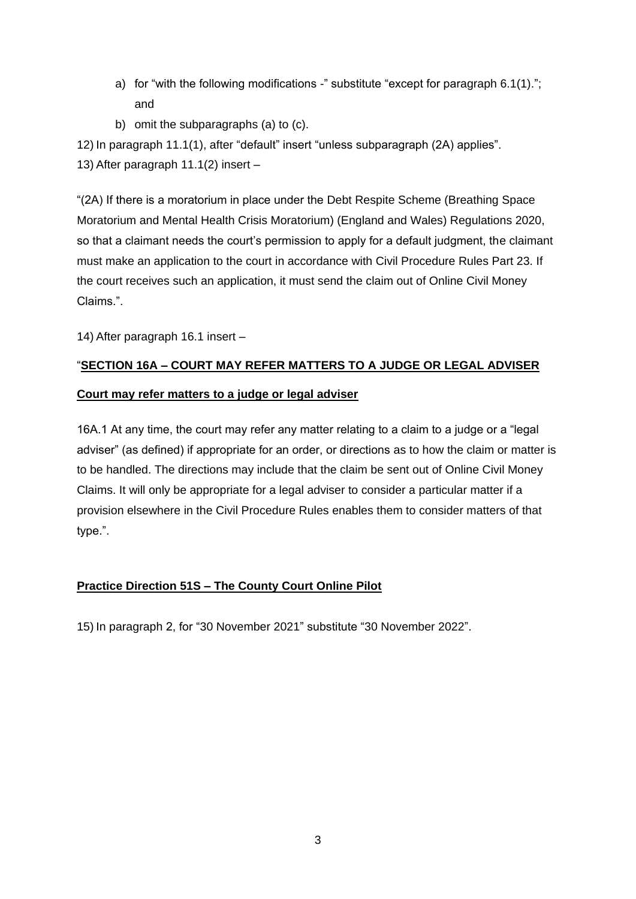a) for "with the following modifications -" substitute "except for paragraph 6.1(1)."; and

b) omit the subparagraphs (a) to (c).

12) In paragraph 11.1(1), after "default" insert "unless subparagraph (2A) applies".

13) After paragraph 11.1(2) insert –

"(2A) If there is a moratorium in place under the Debt Respite Scheme (Breathing Space Moratorium and Mental Health Crisis Moratorium) (England and Wales) Regulations 2020, so that a claimant needs the court's permission to apply for a default judgment, the claimant must make an application to the court in accordance with Civil Procedure Rules Part 23. If the court receives such an application, it must send the claim out of Online Civil Money Claims.".

14) After paragraph 16.1 insert –

"**SECTION 16A – COURT MAY REFER MATTERS TO A JUDGE OR LEGAL ADVISER**

**Court may refer matters to a judge or legal adviser**

16A.1 At any time, the court may refer any matter relating to a claim to a judge or a "legal adviser" (as defined) if appropriate for an order, or directions as to how the claim or matter is to be handled. The directions may include that the claim be sent out of Online Civil Money Claims. It will only be appropriate for a legal adviser to consider a particular matter if a provision elsewhere in the Civil Procedure Rules enables them to consider matters of that type.".

**Practice Direction 51S – The County Court Online Pilot**

15) In paragraph 2, for "30 November 2021" substitute "30 November 2022".